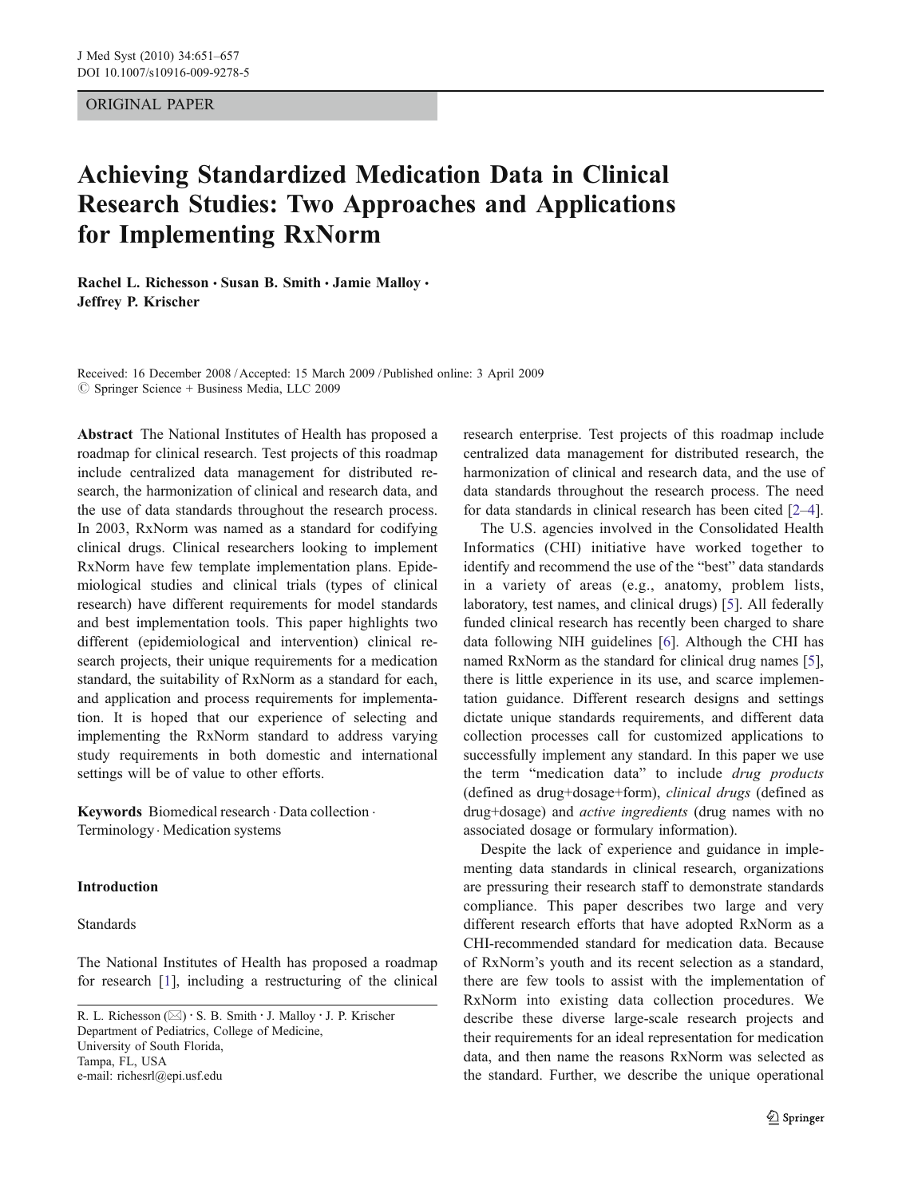ORIGINAL PAPER

# Achieving Standardized Medication Data in Clinical Research Studies: Two Approaches and Applications for Implementing RxNorm

**Rachel L. Richesson · Susan B. Smith · Jamie Malloy · Jeffrey P. Krischer**

Received: 16 December 2008 / Accepted: 15 March 2009 / Published online: 3 April 2009
© Springer Science + Business Media, LLC 2009

**Abstract** The National Institutes of Health has proposed a roadmap for clinical research. Test projects of this roadmap include centralized data management for distributed research, the harmonization of clinical and research data, and the use of data standards throughout the research process. In 2003, RxNorm was named as a standard for codifying clinical drugs. Clinical researchers looking to implement RxNorm have few template implementation plans. Epidemiological studies and clinical trials (types of clinical research) have different requirements for model standards and best implementation tools. This paper highlights two different (epidemiological and intervention) clinical research projects, their unique requirements for a medication standard, the suitability of RxNorm as a standard for each, and application and process requirements for implementation. It is hoped that our experience of selecting and implementing the RxNorm standard to address varying study requirements in both domestic and international settings will be of value to other efforts.

**Keywords** Biomedical research · Data collection · Terminology · Medication systems

## Introduction

### Standards

The National Institutes of Health has proposed a roadmap for research [1], including a restructuring of the clinical research enterprise. Test projects of this roadmap include centralized data management for distributed research, the harmonization of clinical and research data, and the use of data standards throughout the research process. The need for data standards in clinical research has been cited [2–4].

The U.S. agencies involved in the Consolidated Health Informatics (CHI) initiative have worked together to identify and recommend the use of the "best" data standards in a variety of areas (e.g., anatomy, problem lists, laboratory, test names, and clinical drugs) [5]. All federally funded clinical research has recently been charged to share data following NIH guidelines [6]. Although the CHI has named RxNorm as the standard for clinical drug names [5], there is little experience in its use, and scarce implementation guidance. Different research designs and settings dictate unique standards requirements, and different data collection processes call for customized applications to successfully implement any standard. In this paper we use the term "medication data" to include *drug products* (defined as drug+dosage+form), *clinical drugs* (defined as drug+dosage) and *active ingredients* (drug names with no associated dosage or formulary information).

Despite the lack of experience and guidance in implementing data standards in clinical research, organizations are pressuring their research staff to demonstrate standards compliance. This paper describes two large and very different research efforts that have adopted RxNorm as a CHI-recommended standard for medication data. Because of RxNorm's youth and its recent selection as a standard, there are few tools to assist with the implementation of RxNorm into existing data collection procedures. We describe these diverse large-scale research projects and their requirements for an ideal representation for medication data, and then name the reasons RxNorm was selected as the standard. Further, we describe the unique operational

R. L. Richesson (✉) · S. B. Smith · J. Malloy · J. P. Krischer
Department of Pediatrics, College of Medicine,
University of South Florida,
Tampa, FL, USA
e-mail: richesrl@epi.usf.edu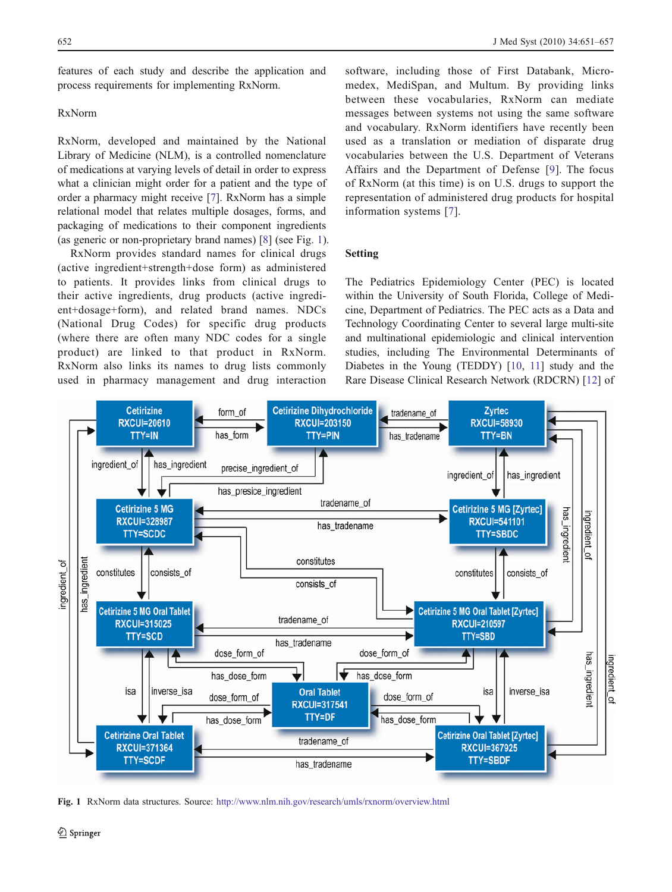features of each study and describe the application and process requirements for implementing RxNorm.

## RxNorm

RxNorm, developed and maintained by the National Library of Medicine (NLM), is a controlled nomenclature of medications at varying levels of detail in order to express what a clinician might order for a patient and the type of order a pharmacy might receive [7]. RxNorm has a simple relational model that relates multiple dosages, forms, and packaging of medications to their component ingredients (as generic or non-proprietary brand names) [8] (see Fig. 1).

RxNorm provides standard names for clinical drugs (active ingredient+strength+dose form) as administered to patients. It provides links from clinical drugs to their active ingredients, drug products (active ingredient+dosage+form), and related brand names. NDCs (National Drug Codes) for specific drug products (where there are often many NDC codes for a single product) are linked to that product in RxNorm. RxNorm also links its names to drug lists commonly used in pharmacy management and drug interaction software, including those of First Databank, Micromedex, MediSpan, and Multum. By providing links between these vocabularies, RxNorm can mediate messages between systems not using the same software and vocabulary. RxNorm identifiers have recently been used as a translation or mediation of disparate drug vocabularies between the U.S. Department of Veterans Affairs and the Department of Defense [9]. The focus of RxNorm (at this time) is on U.S. drugs to support the representation of administered drug products for hospital information systems [7].

## Setting

The Pediatrics Epidemiology Center (PEC) is located within the University of South Florida, College of Medicine, Department of Pediatrics. The PEC acts as a Data and Technology Coordinating Center to several large multi-site and multinational epidemiologic and clinical intervention studies, including The Environmental Determinants of Diabetes in the Young (TEDDY) [10, 11] study and the Rare Disease Clinical Research Network (RDCRN) [12] of

Cetirizine RXCUI=20610 TTY=IN
Cetirizine Dihydrochloride RXCUI=203150 TTY=PIN
Zyrtec RXCUI=58930 TTY=BN
Cetirizine 5 MG RXCUI=328987 TTY=SCDC
Cetirizine 5 MG [Zyrtec] RXCUI=541101 TTY=SBDC
Cetirizine 5 MG Oral Tablet RXCUI=315025 TTY=SCD
Cetirizine 5 MG Oral Tablet [Zyrtec] RXCUI=210597 TTY=SBD
Oral Tablet RXCUI=317541 TTY=DF
Cetirizine Oral Tablet RXCUI=371364 TTY=SCDF
Cetirizine Oral Tablet [Zyrtec] RXCUI=367925 TTY=SBDF

form_of
has_form
tradename_of
has_tradename
ingredient_of
has_ingredient
precise_ingredient_of
has_presice_ingredient
constitutes
consists_of
dose_form_of
has_dose_form
isa
inverse_isa

Fig. 1 RxNorm data structures. Source: http://www.nlm.nih.gov/research/umls/rxnorm/overview.html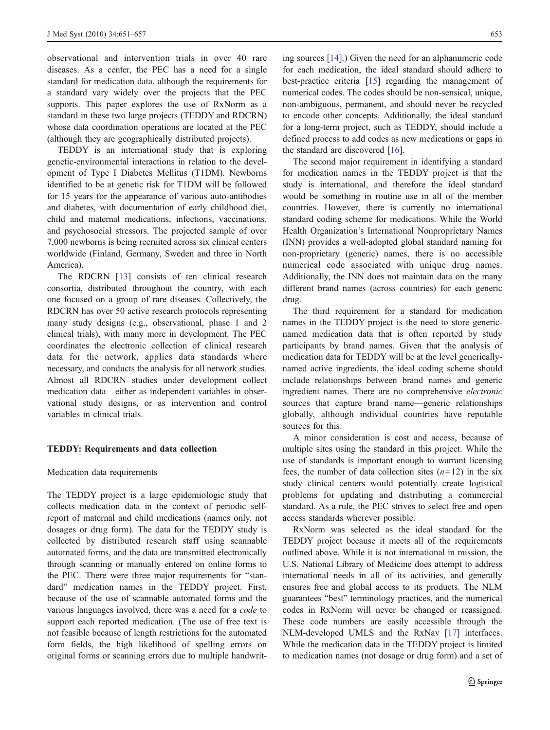observational and intervention trials in over 40 rare diseases. As a center, the PEC has a need for a single standard for medication data, although the requirements for a standard vary widely over the projects that the PEC supports. This paper explores the use of RxNorm as a standard in these two large projects (TEDDY and RDCRN) whose data coordination operations are located at the PEC (although they are geographically distributed projects).

TEDDY is an international study that is exploring genetic-environmental interactions in relation to the development of Type I Diabetes Mellitus (T1DM). Newborns identified to be at genetic risk for T1DM will be followed for 15 years for the appearance of various auto-antibodies and diabetes, with documentation of early childhood diet, child and maternal medications, infections, vaccinations, and psychosocial stressors. The projected sample of over 7,000 newborns is being recruited across six clinical centers worldwide (Finland, Germany, Sweden and three in North America).

The RDCRN [13] consists of ten clinical research consortia, distributed throughout the country, with each one focused on a group of rare diseases. Collectively, the RDCRN has over 50 active research protocols representing many study designs (e.g., observational, phase 1 and 2 clinical trials), with many more in development. The PEC coordinates the electronic collection of clinical research data for the network, applies data standards where necessary, and conducts the analysis for all network studies. Almost all RDCRN studies under development collect medication data—either as independent variables in observational study designs, or as intervention and control variables in clinical trials.

## TEDDY: Requirements and data collection

### Medication data requirements

The TEDDY project is a large epidemiologic study that collects medication data in the context of periodic self-report of maternal and child medications (names only, not dosages or drug form). The data for the TEDDY study is collected by distributed research staff using scannable automated forms, and the data are transmitted electronically through scanning or manually entered on online forms to the PEC. There were three major requirements for "standard" medication names in the TEDDY project. First, because of the use of scannable automated forms and the various languages involved, there was a need for a *code* to support each reported medication. (The use of free text is not feasible because of length restrictions for the automated form fields, the high likelihood of spelling errors on original forms or scanning errors due to multiple handwriting sources [14].) Given the need for an alphanumeric code for each medication, the ideal standard should adhere to best-practice criteria [15] regarding the management of numerical codes. The codes should be non-sensical, unique, non-ambiguous, permanent, and should never be recycled to encode other concepts. Additionally, the ideal standard for a long-term project, such as TEDDY, should include a defined process to add codes as new medications or gaps in the standard are discovered [16].

The second major requirement in identifying a standard for medication names in the TEDDY project is that the study is international, and therefore the ideal standard would be something in routine use in all of the member countries. However, there is currently no international standard coding scheme for medications. While the World Health Organization's International Nonproprietary Names (INN) provides a well-adopted global standard naming for non-proprietary (generic) names, there is no accessible numerical code associated with unique drug names. Additionally, the INN does not maintain data on the many different brand names (across countries) for each generic drug.

The third requirement for a standard for medication names in the TEDDY project is the need to store generic-named medication data that is often reported by study participants by brand names. Given that the analysis of medication data for TEDDY will be at the level generically-named active ingredients, the ideal coding scheme should include relationships between brand names and generic ingredient names. There are no comprehensive *electronic* sources that capture brand name—generic relationships globally, although individual countries have reputable sources for this.

A minor consideration is cost and access, because of multiple sites using the standard in this project. While the use of standards is important enough to warrant licensing fees, the number of data collection sites ($n=12$) in the six study clinical centers would potentially create logistical problems for updating and distributing a commercial standard. As a rule, the PEC strives to select free and open access standards wherever possible.

RxNorm was selected as the ideal standard for the TEDDY project because it meets all of the requirements outlined above. While it is not international in mission, the U.S. National Library of Medicine does attempt to address international needs in all of its activities, and generally ensures free and global access to its products. The NLM guarantees "best" terminology practices, and the numerical codes in RxNorm will never be changed or reassigned. These code numbers are easily accessible through the NLM-developed UMLS and the RxNav [17] interfaces. While the medication data in the TEDDY project is limited to medication names (not dosage or drug form) and a set of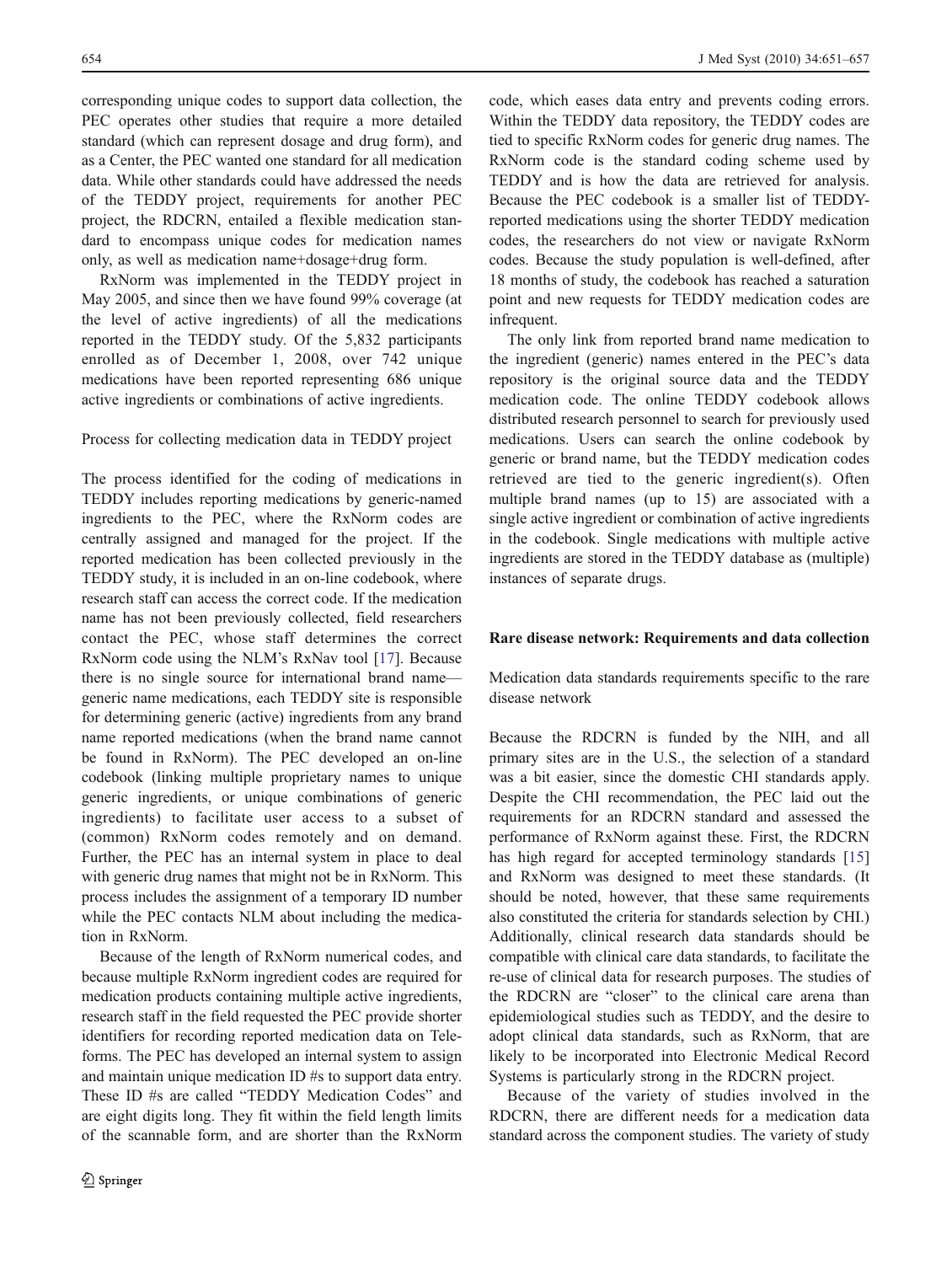corresponding unique codes to support data collection, the PEC operates other studies that require a more detailed standard (which can represent dosage and drug form), and as a Center, the PEC wanted one standard for all medication data. While other standards could have addressed the needs of the TEDDY project, requirements for another PEC project, the RDCRN, entailed a flexible medication standard to encompass unique codes for medication names only, as well as medication name+dosage+drug form.

RxNorm was implemented in the TEDDY project in May 2005, and since then we have found 99% coverage (at the level of active ingredients) of all the medications reported in the TEDDY study. Of the 5,832 participants enrolled as of December 1, 2008, over 742 unique medications have been reported representing 686 unique active ingredients or combinations of active ingredients.

### Process for collecting medication data in TEDDY project

The process identified for the coding of medications in TEDDY includes reporting medications by generic-named ingredients to the PEC, where the RxNorm codes are centrally assigned and managed for the project. If the reported medication has been collected previously in the TEDDY study, it is included in an on-line codebook, where research staff can access the correct code. If the medication name has not been previously collected, field researchers contact the PEC, whose staff determines the correct RxNorm code using the NLM's RxNav tool [17]. Because there is no single source for international brand name—generic name medications, each TEDDY site is responsible for determining generic (active) ingredients from any brand name reported medications (when the brand name cannot be found in RxNorm). The PEC developed an on-line codebook (linking multiple proprietary names to unique generic ingredients, or unique combinations of generic ingredients) to facilitate user access to a subset of (common) RxNorm codes remotely and on demand. Further, the PEC has an internal system in place to deal with generic drug names that might not be in RxNorm. This process includes the assignment of a temporary ID number while the PEC contacts NLM about including the medication in RxNorm.

Because of the length of RxNorm numerical codes, and because multiple RxNorm ingredient codes are required for medication products containing multiple active ingredients, research staff in the field requested the PEC provide shorter identifiers for recording reported medication data on Teleforms. The PEC has developed an internal system to assign and maintain unique medication ID #s to support data entry. These ID #s are called "TEDDY Medication Codes" and are eight digits long. They fit within the field length limits of the scannable form, and are shorter than the RxNorm code, which eases data entry and prevents coding errors. Within the TEDDY data repository, the TEDDY codes are tied to specific RxNorm codes for generic drug names. The RxNorm code is the standard coding scheme used by TEDDY and is how the data are retrieved for analysis. Because the PEC codebook is a smaller list of TEDDY-reported medications using the shorter TEDDY medication codes, the researchers do not view or navigate RxNorm codes. Because the study population is well-defined, after 18 months of study, the codebook has reached a saturation point and new requests for TEDDY medication codes are infrequent.

The only link from reported brand name medication to the ingredient (generic) names entered in the PEC's data repository is the original source data and the TEDDY medication code. The online TEDDY codebook allows distributed research personnel to search for previously used medications. Users can search the online codebook by generic or brand name, but the TEDDY medication codes retrieved are tied to the generic ingredient(s). Often multiple brand names (up to 15) are associated with a single active ingredient or combination of active ingredients in the codebook. Single medications with multiple active ingredients are stored in the TEDDY database as (multiple) instances of separate drugs.

## Rare disease network: Requirements and data collection

### Medication data standards requirements specific to the rare disease network

Because the RDCRN is funded by the NIH, and all primary sites are in the U.S., the selection of a standard was a bit easier, since the domestic CHI standards apply. Despite the CHI recommendation, the PEC laid out the requirements for an RDCRN standard and assessed the performance of RxNorm against these. First, the RDCRN has high regard for accepted terminology standards [15] and RxNorm was designed to meet these standards. (It should be noted, however, that these same requirements also constituted the criteria for standards selection by CHI.) Additionally, clinical research data standards should be compatible with clinical care data standards, to facilitate the re-use of clinical data for research purposes. The studies of the RDCRN are "closer" to the clinical care arena than epidemiological studies such as TEDDY, and the desire to adopt clinical data standards, such as RxNorm, that are likely to be incorporated into Electronic Medical Record Systems is particularly strong in the RDCRN project.

Because of the variety of studies involved in the RDCRN, there are different needs for a medication data standard across the component studies. The variety of study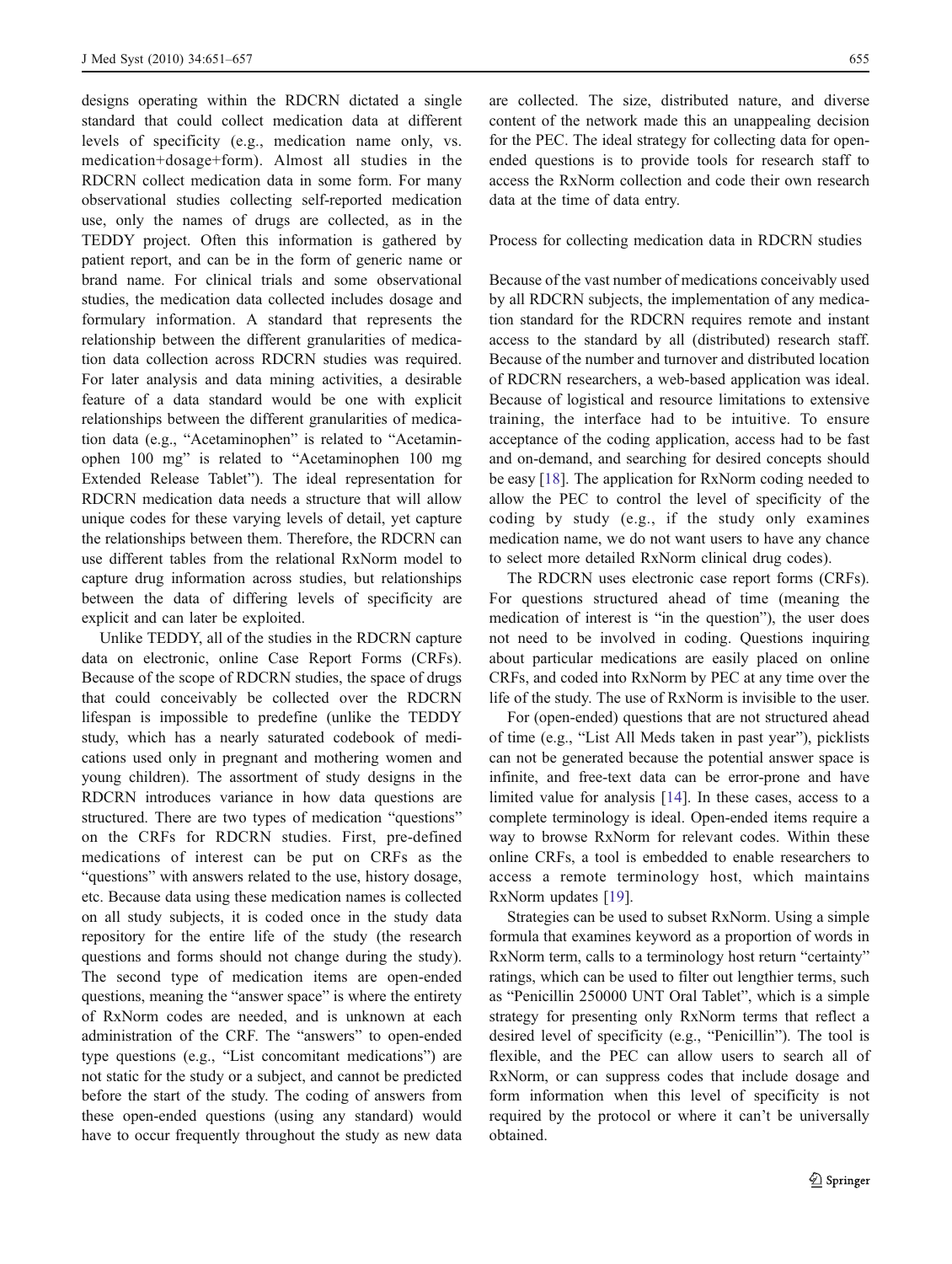designs operating within the RDCRN dictated a single standard that could collect medication data at different levels of specificity (e.g., medication name only, vs. medication+dosage+form). Almost all studies in the RDCRN collect medication data in some form. For many observational studies collecting self-reported medication use, only the names of drugs are collected, as in the TEDDY project. Often this information is gathered by patient report, and can be in the form of generic name or brand name. For clinical trials and some observational studies, the medication data collected includes dosage and formulary information. A standard that represents the relationship between the different granularities of medication data collection across RDCRN studies was required. For later analysis and data mining activities, a desirable feature of a data standard would be one with explicit relationships between the different granularities of medication data (e.g., "Acetaminophen" is related to "Acetaminophen 100 mg" is related to "Acetaminophen 100 mg Extended Release Tablet"). The ideal representation for RDCRN medication data needs a structure that will allow unique codes for these varying levels of detail, yet capture the relationships between them. Therefore, the RDCRN can use different tables from the relational RxNorm model to capture drug information across studies, but relationships between the data of differing levels of specificity are explicit and can later be exploited.

Unlike TEDDY, all of the studies in the RDCRN capture data on electronic, online Case Report Forms (CRFs). Because of the scope of RDCRN studies, the space of drugs that could conceivably be collected over the RDCRN lifespan is impossible to predefine (unlike the TEDDY study, which has a nearly saturated codebook of medications used only in pregnant and mothering women and young children). The assortment of study designs in the RDCRN introduces variance in how data questions are structured. There are two types of medication "questions" on the CRFs for RDCRN studies. First, pre-defined medications of interest can be put on CRFs as the "questions" with answers related to the use, history dosage, etc. Because data using these medication names is collected on all study subjects, it is coded once in the study data repository for the entire life of the study (the research questions and forms should not change during the study). The second type of medication items are open-ended questions, meaning the "answer space" is where the entirety of RxNorm codes are needed, and is unknown at each administration of the CRF. The "answers" to open-ended type questions (e.g., "List concomitant medications") are not static for the study or a subject, and cannot be predicted before the start of the study. The coding of answers from these open-ended questions (using any standard) would have to occur frequently throughout the study as new data are collected. The size, distributed nature, and diverse content of the network made this an unappealing decision for the PEC. The ideal strategy for collecting data for open-ended questions is to provide tools for research staff to access the RxNorm collection and code their own research data at the time of data entry.

## Process for collecting medication data in RDCRN studies

Because of the vast number of medications conceivably used by all RDCRN subjects, the implementation of any medication standard for the RDCRN requires remote and instant access to the standard by all (distributed) research staff. Because of the number and turnover and distributed location of RDCRN researchers, a web-based application was ideal. Because of logistical and resource limitations to extensive training, the interface had to be intuitive. To ensure acceptance of the coding application, access had to be fast and on-demand, and searching for desired concepts should be easy [18]. The application for RxNorm coding needed to allow the PEC to control the level of specificity of the coding by study (e.g., if the study only examines medication name, we do not want users to have any chance to select more detailed RxNorm clinical drug codes).

The RDCRN uses electronic case report forms (CRFs). For questions structured ahead of time (meaning the medication of interest is "in the question"), the user does not need to be involved in coding. Questions inquiring about particular medications are easily placed on online CRFs, and coded into RxNorm by PEC at any time over the life of the study. The use of RxNorm is invisible to the user.

For (open-ended) questions that are not structured ahead of time (e.g., "List All Meds taken in past year"), picklists can not be generated because the potential answer space is infinite, and free-text data can be error-prone and have limited value for analysis [14]. In these cases, access to a complete terminology is ideal. Open-ended items require a way to browse RxNorm for relevant codes. Within these online CRFs, a tool is embedded to enable researchers to access a remote terminology host, which maintains RxNorm updates [19].

Strategies can be used to subset RxNorm. Using a simple formula that examines keyword as a proportion of words in RxNorm term, calls to a terminology host return "certainty" ratings, which can be used to filter out lengthier terms, such as "Penicillin 250000 UNT Oral Tablet", which is a simple strategy for presenting only RxNorm terms that reflect a desired level of specificity (e.g., "Penicillin"). The tool is flexible, and the PEC can allow users to search all of RxNorm, or can suppress codes that include dosage and form information when this level of specificity is not required by the protocol or where it can't be universally obtained.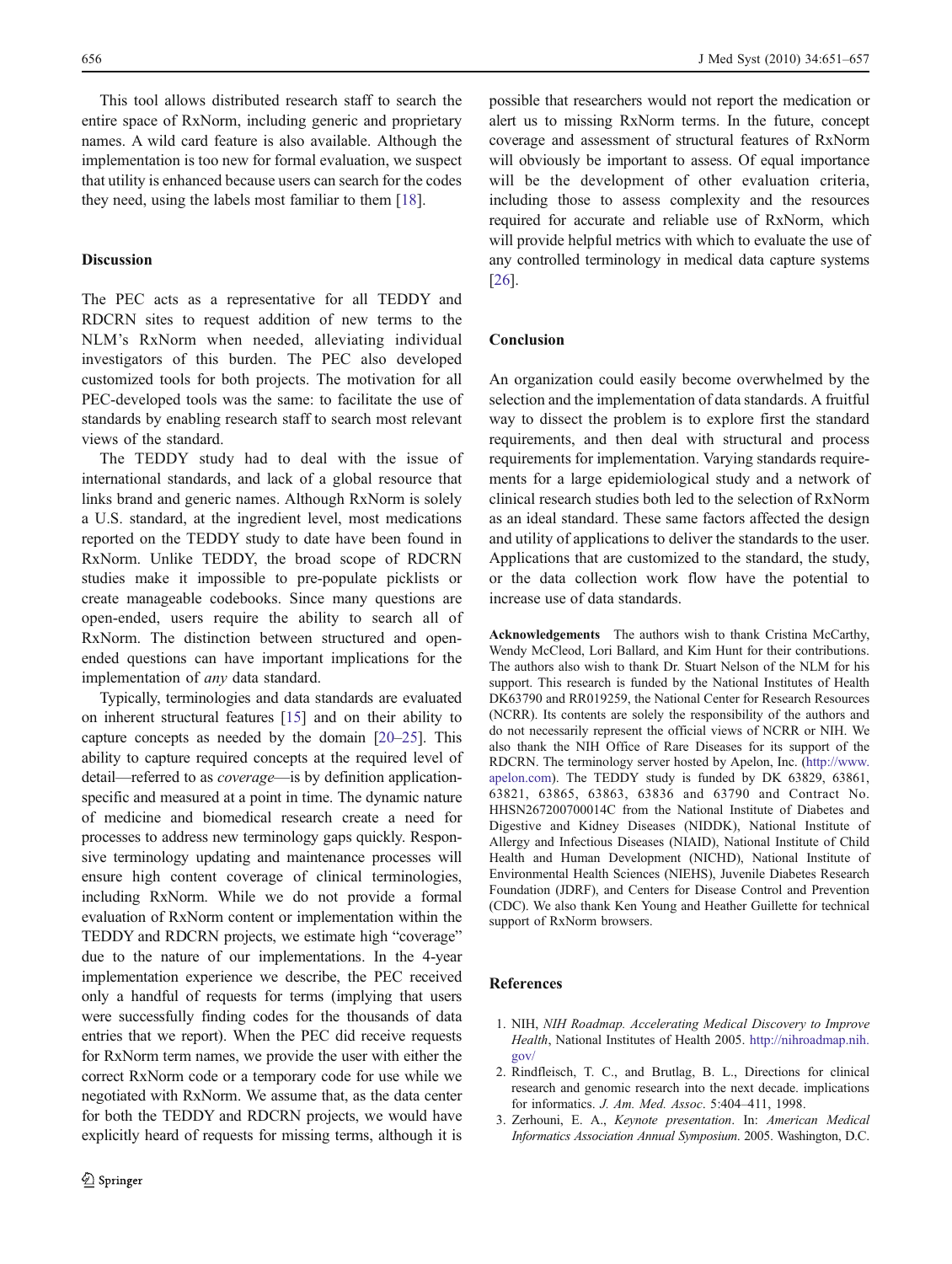This tool allows distributed research staff to search the entire space of RxNorm, including generic and proprietary names. A wild card feature is also available. Although the implementation is too new for formal evaluation, we suspect that utility is enhanced because users can search for the codes they need, using the labels most familiar to them [18].

## Discussion

The PEC acts as a representative for all TEDDY and RDCRN sites to request addition of new terms to the NLM's RxNorm when needed, alleviating individual investigators of this burden. The PEC also developed customized tools for both projects. The motivation for all PEC-developed tools was the same: to facilitate the use of standards by enabling research staff to search most relevant views of the standard.

The TEDDY study had to deal with the issue of international standards, and lack of a global resource that links brand and generic names. Although RxNorm is solely a U.S. standard, at the ingredient level, most medications reported on the TEDDY study to date have been found in RxNorm. Unlike TEDDY, the broad scope of RDCRN studies make it impossible to pre-populate picklists or create manageable codebooks. Since many questions are open-ended, users require the ability to search all of RxNorm. The distinction between structured and open-ended questions can have important implications for the implementation of *any* data standard.

Typically, terminologies and data standards are evaluated on inherent structural features [15] and on their ability to capture concepts as needed by the domain [20–25]. This ability to capture required concepts at the required level of detail—referred to as *coverage*—is by definition application-specific and measured at a point in time. The dynamic nature of medicine and biomedical research create a need for processes to address new terminology gaps quickly. Responsive terminology updating and maintenance processes will ensure high content coverage of clinical terminologies, including RxNorm. While we do not provide a formal evaluation of RxNorm content or implementation within the TEDDY and RDCRN projects, we estimate high "coverage" due to the nature of our implementations. In the 4-year implementation experience we describe, the PEC received only a handful of requests for terms (implying that users were successfully finding codes for the thousands of data entries that we report). When the PEC did receive requests for RxNorm term names, we provide the user with either the correct RxNorm code or a temporary code for use while we negotiated with RxNorm. We assume that, as the data center for both the TEDDY and RDCRN projects, we would have explicitly heard of requests for missing terms, although it is possible that researchers would not report the medication or alert us to missing RxNorm terms. In the future, concept coverage and assessment of structural features of RxNorm will obviously be important to assess. Of equal importance will be the development of other evaluation criteria, including those to assess complexity and the resources required for accurate and reliable use of RxNorm, which will provide helpful metrics with which to evaluate the use of any controlled terminology in medical data capture systems [26].

## Conclusion

An organization could easily become overwhelmed by the selection and the implementation of data standards. A fruitful way to dissect the problem is to explore first the standard requirements, and then deal with structural and process requirements for implementation. Varying standards requirements for a large epidemiological study and a network of clinical research studies both led to the selection of RxNorm as an ideal standard. These same factors affected the design and utility of applications to deliver the standards to the user. Applications that are customized to the standard, the study, or the data collection work flow have the potential to increase use of data standards.

**Acknowledgements** The authors wish to thank Cristina McCarthy, Wendy McCleod, Lori Ballard, and Kim Hunt for their contributions. The authors also wish to thank Dr. Stuart Nelson of the NLM for his support. This research is funded by the National Institutes of Health DK63790 and RR019259, the National Center for Research Resources (NCRR). Its contents are solely the responsibility of the authors and do not necessarily represent the official views of NCRR or NIH. We also thank the NIH Office of Rare Diseases for its support of the RDCRN. The terminology server hosted by Apelon, Inc. (http://www.apelon.com). The TEDDY study is funded by DK 63829, 63861, 63821, 63865, 63863, 63836 and 63790 and Contract No. HHSN267200700014C from the National Institute of Diabetes and Digestive and Kidney Diseases (NIDDK), National Institute of Allergy and Infectious Diseases (NIAID), National Institute of Child Health and Human Development (NICHD), National Institute of Environmental Health Sciences (NIEHS), Juvenile Diabetes Research Foundation (JDRF), and Centers for Disease Control and Prevention (CDC). We also thank Ken Young and Heather Guillette for technical support of RxNorm browsers.

## References

1. NIH, *NIH Roadmap. Accelerating Medical Discovery to Improve Health*, National Institutes of Health 2005. http://nihroadmap.nih.gov/
2. Rindfleisch, T. C., and Brutlag, B. L., Directions for clinical research and genomic research into the next decade. implications for informatics. *J. Am. Med. Assoc*. 5:404–411, 1998.
3. Zerhouni, E. A., *Keynote presentation*. In: *American Medical Informatics Association Annual Symposium*. 2005. Washington, D.C.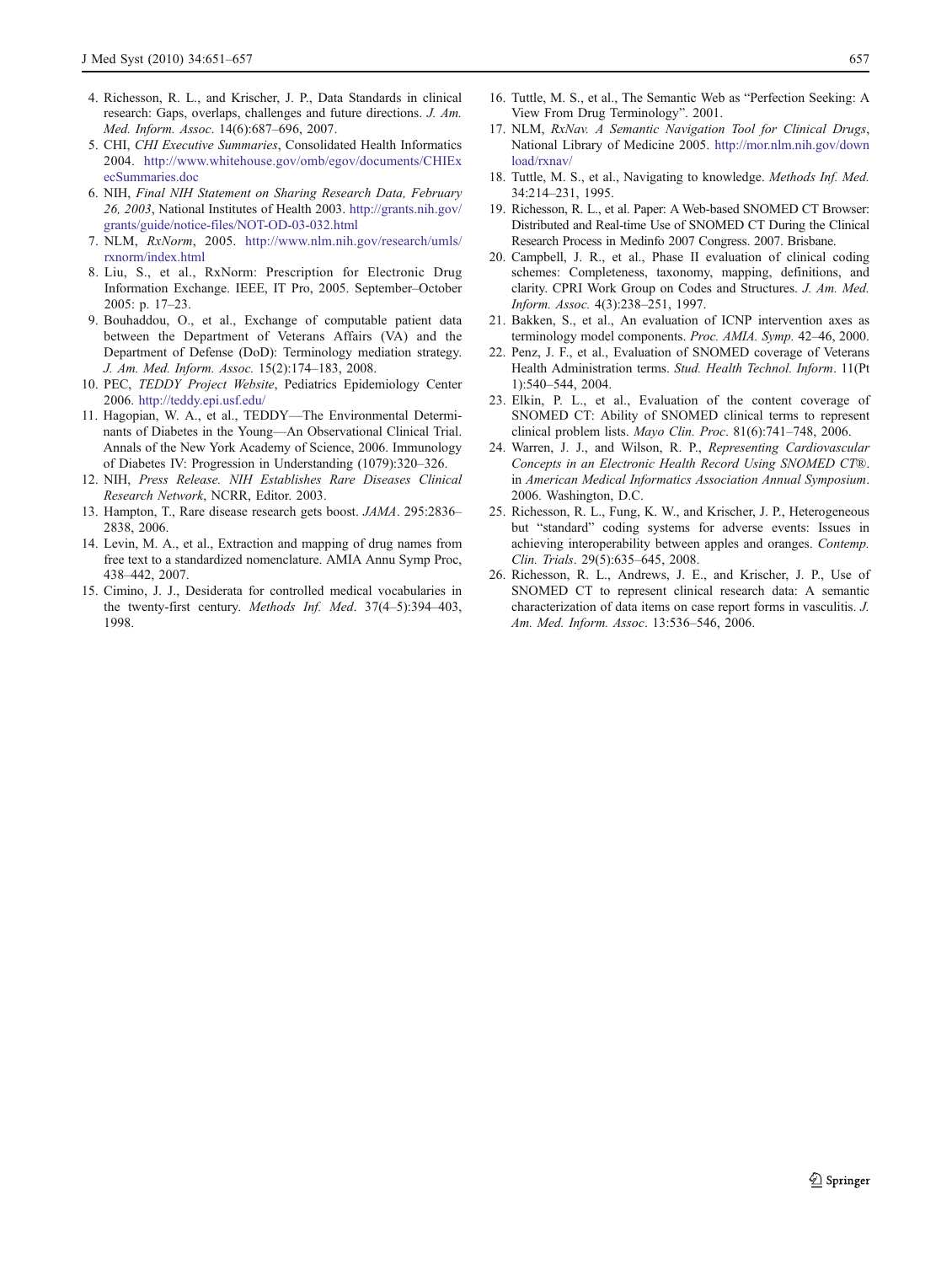4. Richesson, R. L., and Krischer, J. P., Data Standards in clinical research: Gaps, overlaps, challenges and future directions. *J. Am. Med. Inform. Assoc*. 14(6):687–696, 2007.
5. CHI, *CHI Executive Summaries*, Consolidated Health Informatics 2004. http://www.whitehouse.gov/omb/egov/documents/CHIExecSummaries.doc
6. NIH, *Final NIH Statement on Sharing Research Data, February 26, 2003*, National Institutes of Health 2003. http://grants.nih.gov/grants/guide/notice-files/NOT-OD-03-032.html
7. NLM, *RxNorm*, 2005. http://www.nlm.nih.gov/research/umls/rxnorm/index.html
8. Liu, S., et al., RxNorm: Prescription for Electronic Drug Information Exchange. IEEE, IT Pro, 2005. September–October 2005: p. 17–23.
9. Bouhaddou, O., et al., Exchange of computable patient data between the Department of Veterans Affairs (VA) and the Department of Defense (DoD): Terminology mediation strategy. *J. Am. Med. Inform. Assoc.* 15(2):174–183, 2008.
10. PEC, *TEDDY Project Website*, Pediatrics Epidemiology Center 2006. http://teddy.epi.usf.edu/
11. Hagopian, W. A., et al., TEDDY—The Environmental Determinants of Diabetes in the Young—An Observational Clinical Trial. Annals of the New York Academy of Science, 2006. Immunology of Diabetes IV: Progression in Understanding (1079):320–326.
12. NIH, *Press Release. NIH Establishes Rare Diseases Clinical Research Network*, NCRR, Editor. 2003.
13. Hampton, T., Rare disease research gets boost. *JAMA*. 295:2836–2838, 2006.
14. Levin, M. A., et al., Extraction and mapping of drug names from free text to a standardized nomenclature. AMIA Annu Symp Proc, 438–442, 2007.
15. Cimino, J. J., Desiderata for controlled medical vocabularies in the twenty-first century. *Methods Inf. Med*. 37(4–5):394–403, 1998.
16. Tuttle, M. S., et al., The Semantic Web as "Perfection Seeking: A View From Drug Terminology". 2001.
17. NLM, *RxNav. A Semantic Navigation Tool for Clinical Drugs*, National Library of Medicine 2005. http://mor.nlm.nih.gov/download/rxnav/
18. Tuttle, M. S., et al., Navigating to knowledge. *Methods Inf. Med.* 34:214–231, 1995.
19. Richesson, R. L., et al. Paper: A Web-based SNOMED CT Browser: Distributed and Real-time Use of SNOMED CT During the Clinical Research Process in Medinfo 2007 Congress. 2007. Brisbane.
20. Campbell, J. R., et al., Phase II evaluation of clinical coding schemes: Completeness, taxonomy, mapping, definitions, and clarity. CPRI Work Group on Codes and Structures. *J. Am. Med. Inform. Assoc.* 4(3):238–251, 1997.
21. Bakken, S., et al., An evaluation of ICNP intervention axes as terminology model components. *Proc. AMIA. Symp.* 42–46, 2000.
22. Penz, J. F., et al., Evaluation of SNOMED coverage of Veterans Health Administration terms. *Stud. Health Technol. Inform*. 11(Pt 1):540–544, 2004.
23. Elkin, P. L., et al., Evaluation of the content coverage of SNOMED CT: Ability of SNOMED clinical terms to represent clinical problem lists. *Mayo Clin. Proc*. 81(6):741–748, 2006.
24. Warren, J. J., and Wilson, R. P., *Representing Cardiovascular Concepts in an Electronic Health Record Using SNOMED CT®*. in *American Medical Informatics Association Annual Symposium*. 2006. Washington, D.C.
25. Richesson, R. L., Fung, K. W., and Krischer, J. P., Heterogeneous but "standard" coding systems for adverse events: Issues in achieving interoperability between apples and oranges. *Contemp. Clin. Trials*. 29(5):635–645, 2008.
26. Richesson, R. L., Andrews, J. E., and Krischer, J. P., Use of SNOMED CT to represent clinical research data: A semantic characterization of data items on case report forms in vasculitis. *J. Am. Med. Inform. Assoc*. 13:536–546, 2006.